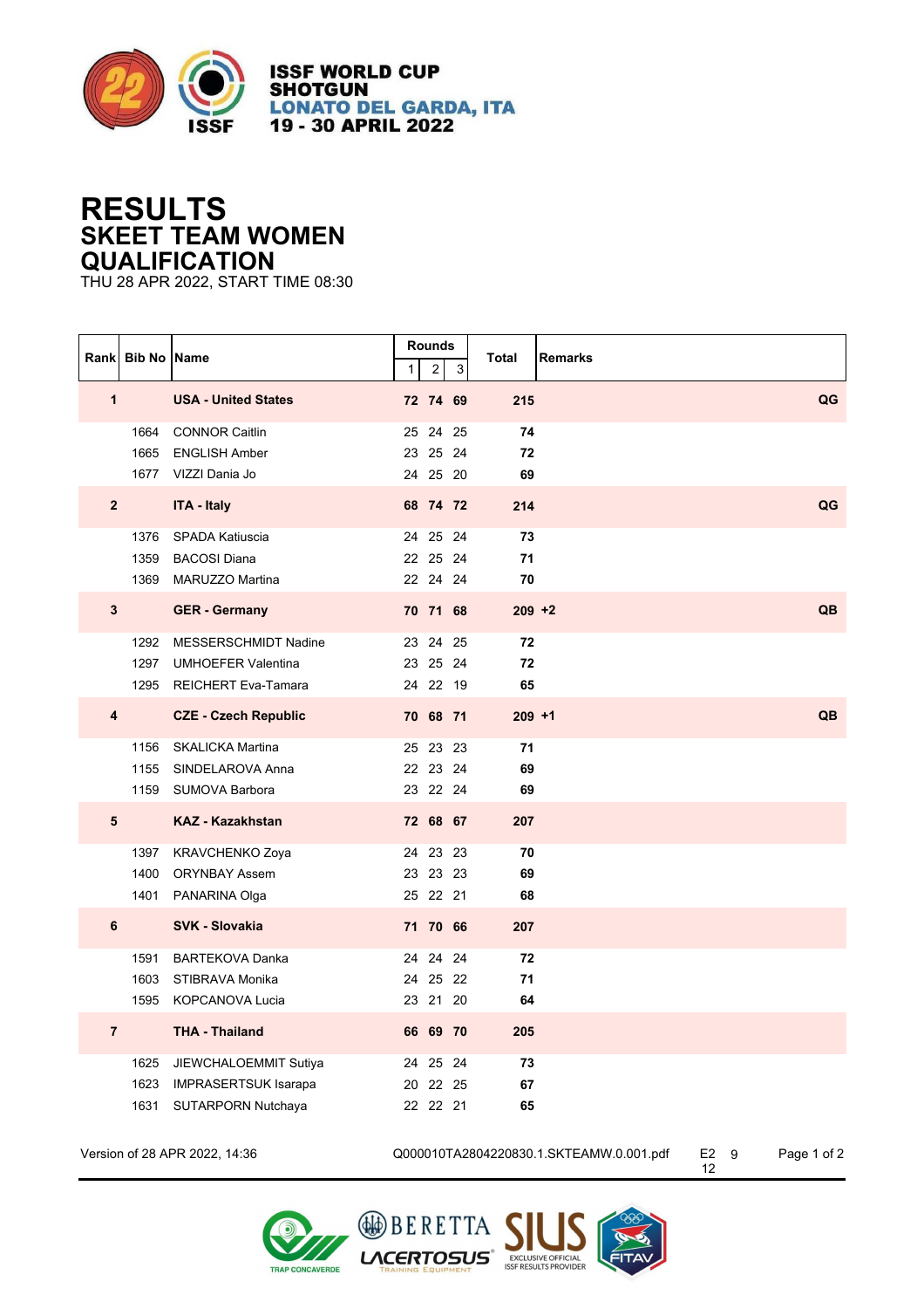ISSF WORLD CUP
SHOTGUN
LONATO DEL GARDA, ITA
19 - 30 APRIL 2022

# RESULTS
## SKEET TEAM WOMEN
## QUALIFICATION

THU 28 APR 2022, START TIME 08:30

| Rank | Bib No | Name | Rounds 1 | 2 | 3 | Total | Remarks |
|---|---|---|---|---|---|---|---|
| **1** | | **USA - United States** | **72** | **74** | **69** | **215** | **QG** |
| | 1664 | CONNOR Caitlin | 25 | 24 | 25 | **74** | |
| | 1665 | ENGLISH Amber | 23 | 25 | 24 | **72** | |
| | 1677 | VIZZI Dania Jo | 24 | 25 | 20 | **69** | |
| **2** | | **ITA - Italy** | **68** | **74** | **72** | **214** | **QG** |
| | 1376 | SPADA Katiuscia | 24 | 25 | 24 | **73** | |
| | 1359 | BACOSI Diana | 22 | 25 | 24 | **71** | |
| | 1369 | MARUZZO Martina | 22 | 24 | 24 | **70** | |
| **3** | | **GER - Germany** | **70** | **71** | **68** | **209 +2** | **QB** |
| | 1292 | MESSERSCHMIDT Nadine | 23 | 24 | 25 | **72** | |
| | 1297 | UMHOEFER Valentina | 23 | 25 | 24 | **72** | |
| | 1295 | REICHERT Eva-Tamara | 24 | 22 | 19 | **65** | |
| **4** | | **CZE - Czech Republic** | **70** | **68** | **71** | **209 +1** | **QB** |
| | 1156 | SKALICKA Martina | 25 | 23 | 23 | **71** | |
| | 1155 | SINDELAROVA Anna | 22 | 23 | 24 | **69** | |
| | 1159 | SUMOVA Barbora | 23 | 22 | 24 | **69** | |
| **5** | | **KAZ - Kazakhstan** | **72** | **68** | **67** | **207** | |
| | 1397 | KRAVCHENKO Zoya | 24 | 23 | 23 | **70** | |
| | 1400 | ORYNBAY Assem | 23 | 23 | 23 | **69** | |
| | 1401 | PANARINA Olga | 25 | 22 | 21 | **68** | |
| **6** | | **SVK - Slovakia** | **71** | **70** | **66** | **207** | |
| | 1591 | BARTEKOVA Danka | 24 | 24 | 24 | **72** | |
| | 1603 | STIBRAVA Monika | 24 | 25 | 22 | **71** | |
| | 1595 | KOPCANOVA Lucia | 23 | 21 | 20 | **64** | |
| **7** | | **THA - Thailand** | **66** | **69** | **70** | **205** | |
| | 1625 | JIEWCHALOEMMIT Sutiya | 24 | 25 | 24 | **73** | |
| | 1623 | IMPRASERTSUK Isarapa | 20 | 22 | 25 | **67** | |
| | 1631 | SUTARPORN Nutchaya | 22 | 22 | 21 | **65** | |

Version of 28 APR 2022, 14:36 Q000010TA2804220830.1.SKTEAMW.0.001.pdf E2 9 12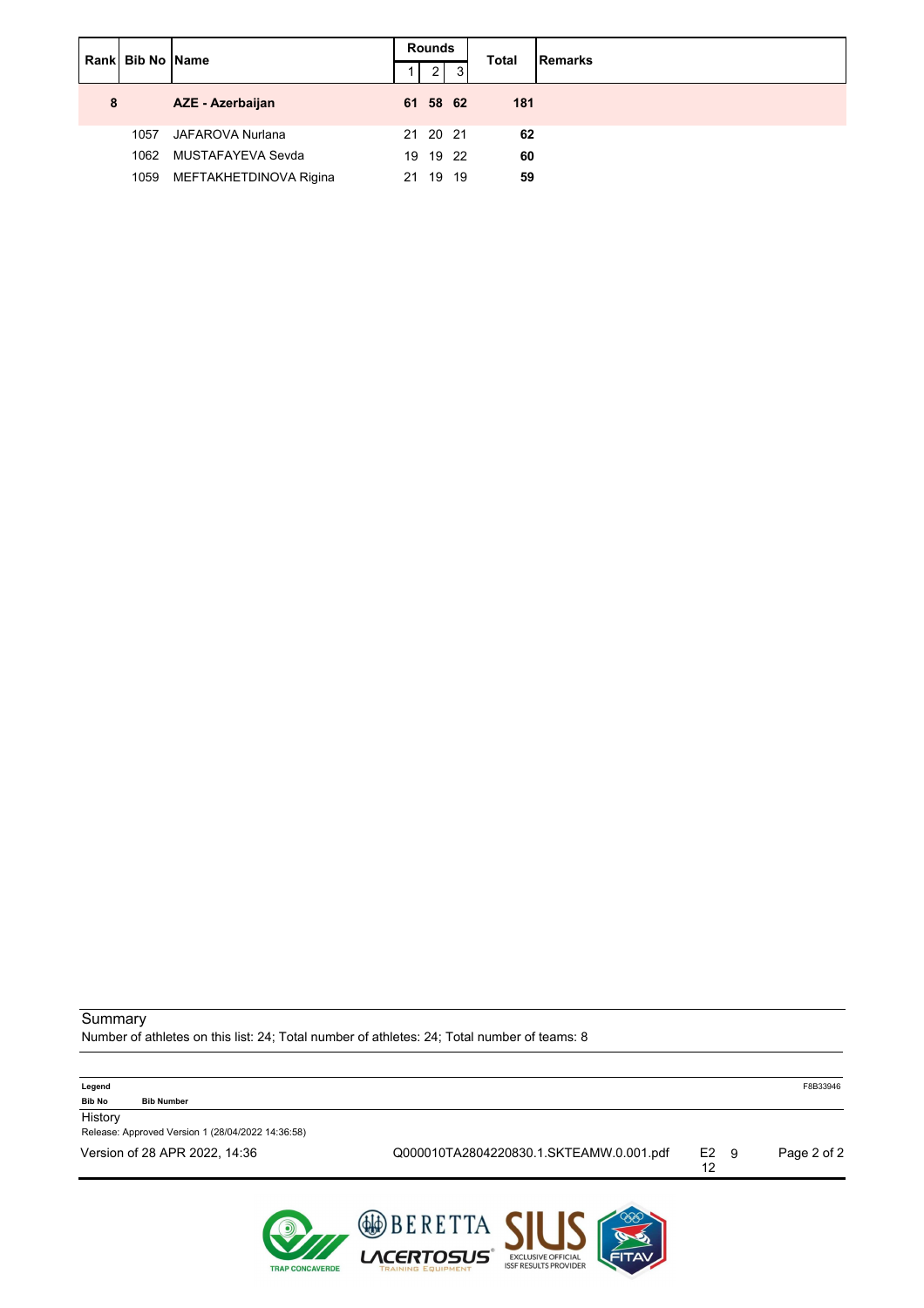| Rank | Bib No | Name | Rounds | | | Total | Remarks |
|---|---|---|---|---|---|---|---|
| | | | 1 | 2 | 3 | | |
| **8** | | **AZE - Azerbaijan** | **61** | **58** | **62** | **181** | |
| | 1057 | JAFAROVA Nurlana | 21 | 20 | 21 | **62** | |
| | 1062 | MUSTAFAYEVA Sevda | 19 | 19 | 22 | **60** | |
| | 1059 | MEFTAKHETDINOVA Rigina | 21 | 19 | 19 | **59** | |

Summary

Number of athletes on this list: 24; Total number of athletes: 24; Total number of teams: 8

**Legend**

**Bib No** **Bib Number**

F8B33946

History

Release: Approved Version 1 (28/04/2022 14:36:58)

Version of 28 APR 2022, 14:36 Q000010TA2804220830.1.SKTEAMW.0.001.pdf E2 9 12